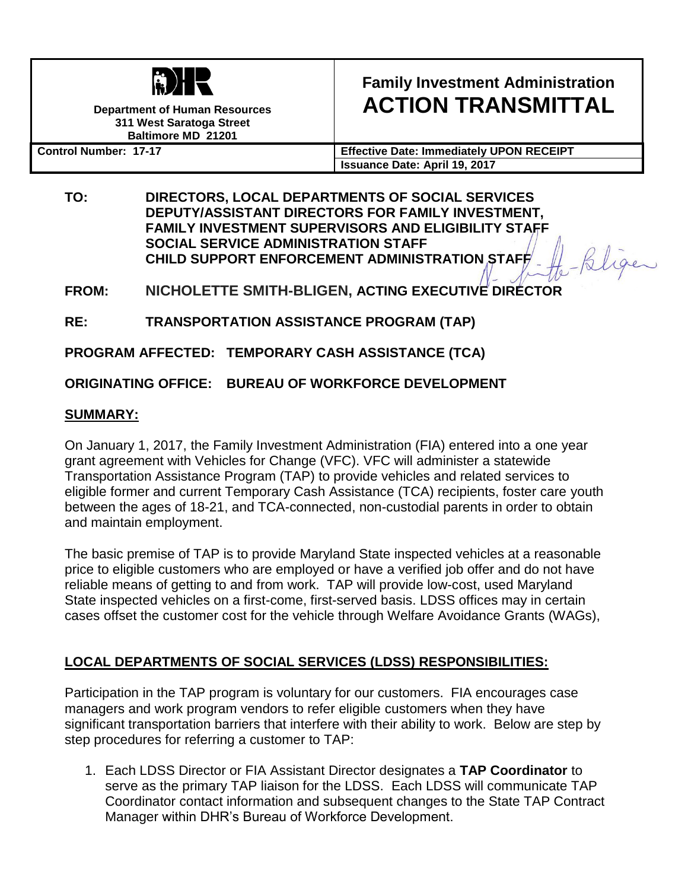| Department of Human Resources<br>311 West Saratoga Street<br>Baltimore MD 21201 | **Family Investment Administration**<br>**ACTION TRANSMITTAL** |
|---|---|
| **Control Number: 17-17** | **Effective Date: Immediately UPON RECEIPT**<br>**Issuance Date: April 19, 2017** |

**TO:** **DIRECTORS, LOCAL DEPARTMENTS OF SOCIAL SERVICES**
**DEPUTY/ASSISTANT DIRECTORS FOR FAMILY INVESTMENT,**
**FAMILY INVESTMENT SUPERVISORS AND ELIGIBILITY STAFF**
**SOCIAL SERVICE ADMINISTRATION STAFF**
**CHILD SUPPORT ENFORCEMENT ADMINISTRATION STAFF**

**FROM:** **NICHOLETTE SMITH-BLIGEN, ACTING EXECUTIVE DIRECTOR**

**RE:** **TRANSPORTATION ASSISTANCE PROGRAM (TAP)**

**PROGRAM AFFECTED: TEMPORARY CASH ASSISTANCE (TCA)**

**ORIGINATING OFFICE: BUREAU OF WORKFORCE DEVELOPMENT**

## SUMMARY:

On January 1, 2017, the Family Investment Administration (FIA) entered into a one year grant agreement with Vehicles for Change (VFC). VFC will administer a statewide Transportation Assistance Program (TAP) to provide vehicles and related services to eligible former and current Temporary Cash Assistance (TCA) recipients, foster care youth between the ages of 18-21, and TCA-connected, non-custodial parents in order to obtain and maintain employment.

The basic premise of TAP is to provide Maryland State inspected vehicles at a reasonable price to eligible customers who are employed or have a verified job offer and do not have reliable means of getting to and from work. TAP will provide low-cost, used Maryland State inspected vehicles on a first-come, first-served basis. LDSS offices may in certain cases offset the customer cost for the vehicle through Welfare Avoidance Grants (WAGs),

## LOCAL DEPARTMENTS OF SOCIAL SERVICES (LDSS) RESPONSIBILITIES:

Participation in the TAP program is voluntary for our customers. FIA encourages case managers and work program vendors to refer eligible customers when they have significant transportation barriers that interfere with their ability to work. Below are step by step procedures for referring a customer to TAP:

1. Each LDSS Director or FIA Assistant Director designates a **TAP Coordinator** to serve as the primary TAP liaison for the LDSS. Each LDSS will communicate TAP Coordinator contact information and subsequent changes to the State TAP Contract Manager within DHR's Bureau of Workforce Development.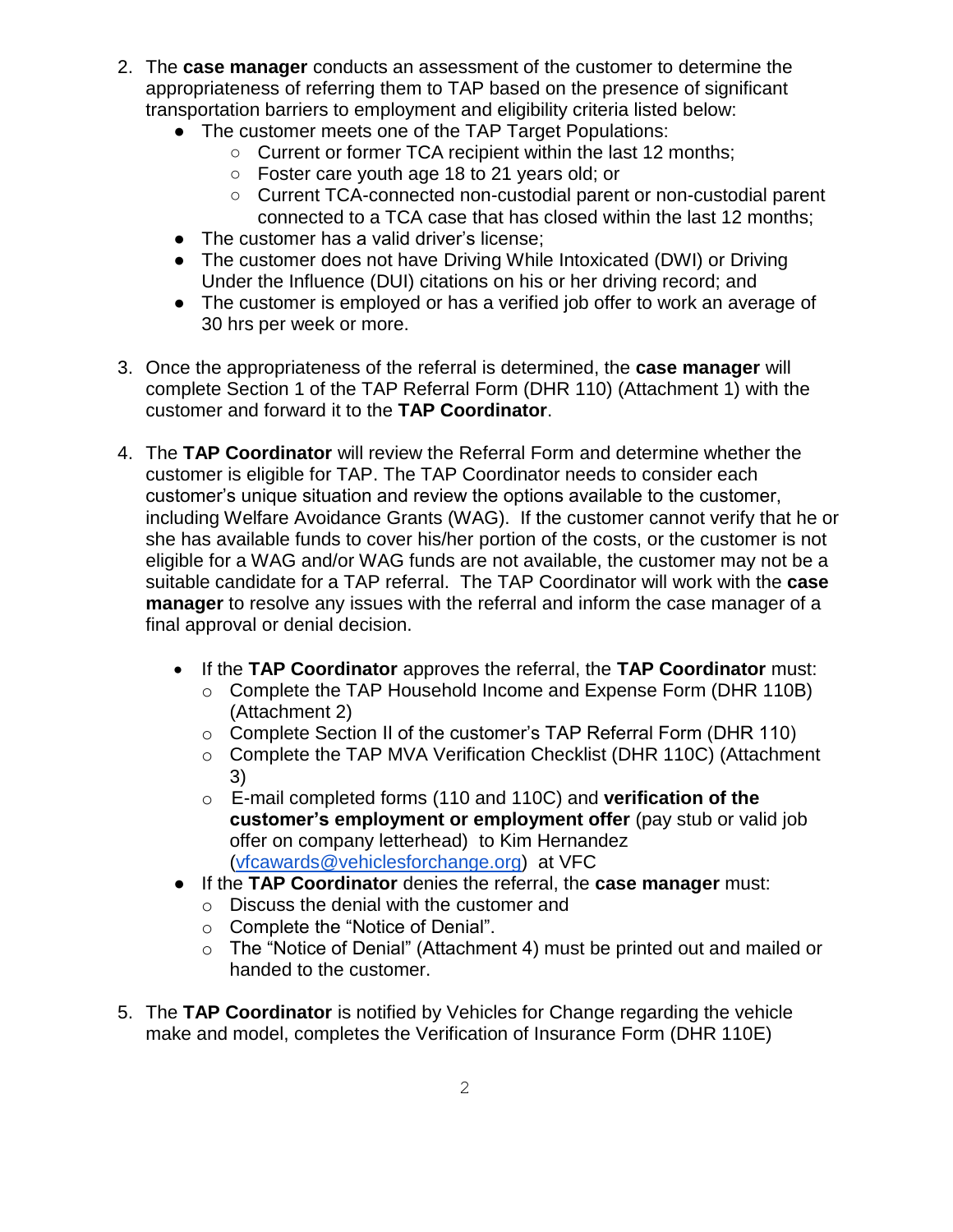2. The **case manager** conducts an assessment of the customer to determine the appropriateness of referring them to TAP based on the presence of significant transportation barriers to employment and eligibility criteria listed below:
   - The customer meets one of the TAP Target Populations:
     - Current or former TCA recipient within the last 12 months;
     - Foster care youth age 18 to 21 years old; or
     - Current TCA-connected non-custodial parent or non-custodial parent connected to a TCA case that has closed within the last 12 months;
   - The customer has a valid driver's license;
   - The customer does not have Driving While Intoxicated (DWI) or Driving Under the Influence (DUI) citations on his or her driving record; and
   - The customer is employed or has a verified job offer to work an average of 30 hrs per week or more.

3. Once the appropriateness of the referral is determined, the **case manager** will complete Section 1 of the TAP Referral Form (DHR 110) (Attachment 1) with the customer and forward it to the **TAP Coordinator**.

4. The **TAP Coordinator** will review the Referral Form and determine whether the customer is eligible for TAP. The TAP Coordinator needs to consider each customer's unique situation and review the options available to the customer, including Welfare Avoidance Grants (WAG). If the customer cannot verify that he or she has available funds to cover his/her portion of the costs, or the customer is not eligible for a WAG and/or WAG funds are not available, the customer may not be a suitable candidate for a TAP referral. The TAP Coordinator will work with the **case manager** to resolve any issues with the referral and inform the case manager of a final approval or denial decision.

   - If the **TAP Coordinator** approves the referral, the **TAP Coordinator** must:
     - Complete the TAP Household Income and Expense Form (DHR 110B) (Attachment 2)
     - Complete Section II of the customer's TAP Referral Form (DHR 110)
     - Complete the TAP MVA Verification Checklist (DHR 110C) (Attachment 3)
     - E-mail completed forms (110 and 110C) and **verification of the customer's employment or employment offer** (pay stub or valid job offer on company letterhead) to Kim Hernandez (vfcawards@vehiclesforchange.org) at VFC
   - If the **TAP Coordinator** denies the referral, the **case manager** must:
     - Discuss the denial with the customer and
     - Complete the "Notice of Denial".
     - The "Notice of Denial" (Attachment 4) must be printed out and mailed or handed to the customer.

5. The **TAP Coordinator** is notified by Vehicles for Change regarding the vehicle make and model, completes the Verification of Insurance Form (DHR 110E)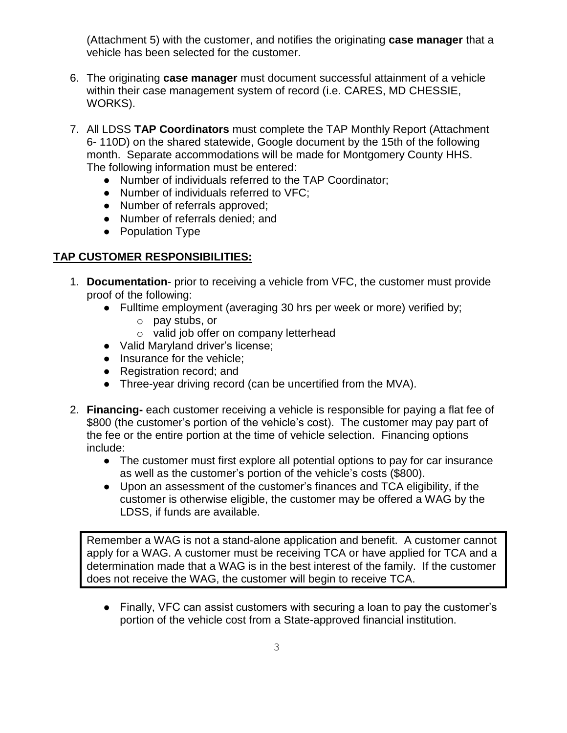(Attachment 5) with the customer, and notifies the originating **case manager** that a vehicle has been selected for the customer.

6. The originating **case manager** must document successful attainment of a vehicle within their case management system of record (i.e. CARES, MD CHESSIE, WORKS).

7. All LDSS **TAP Coordinators** must complete the TAP Monthly Report (Attachment 6- 110D) on the shared statewide, Google document by the 15th of the following month. Separate accommodations will be made for Montgomery County HHS. The following information must be entered:
   - Number of individuals referred to the TAP Coordinator;
   - Number of individuals referred to VFC;
   - Number of referrals approved;
   - Number of referrals denied; and
   - Population Type

**TAP CUSTOMER RESPONSIBILITIES:**

1. **Documentation**- prior to receiving a vehicle from VFC, the customer must provide proof of the following:
   - Fulltime employment (averaging 30 hrs per week or more) verified by;
     - pay stubs, or
     - valid job offer on company letterhead
   - Valid Maryland driver's license;
   - Insurance for the vehicle;
   - Registration record; and
   - Three-year driving record (can be uncertified from the MVA).

2. **Financing-** each customer receiving a vehicle is responsible for paying a flat fee of $800 (the customer's portion of the vehicle's cost). The customer may pay part of the fee or the entire portion at the time of vehicle selection. Financing options include:
   - The customer must first explore all potential options to pay for car insurance as well as the customer's portion of the vehicle's costs ($800).
   - Upon an assessment of the customer's finances and TCA eligibility, if the customer is otherwise eligible, the customer may be offered a WAG by the LDSS, if funds are available.

> Remember a WAG is not a stand-alone application and benefit. A customer cannot apply for a WAG. A customer must be receiving TCA or have applied for TCA and a determination made that a WAG is in the best interest of the family. If the customer does not receive the WAG, the customer will begin to receive TCA.

   - Finally, VFC can assist customers with securing a loan to pay the customer's portion of the vehicle cost from a State-approved financial institution.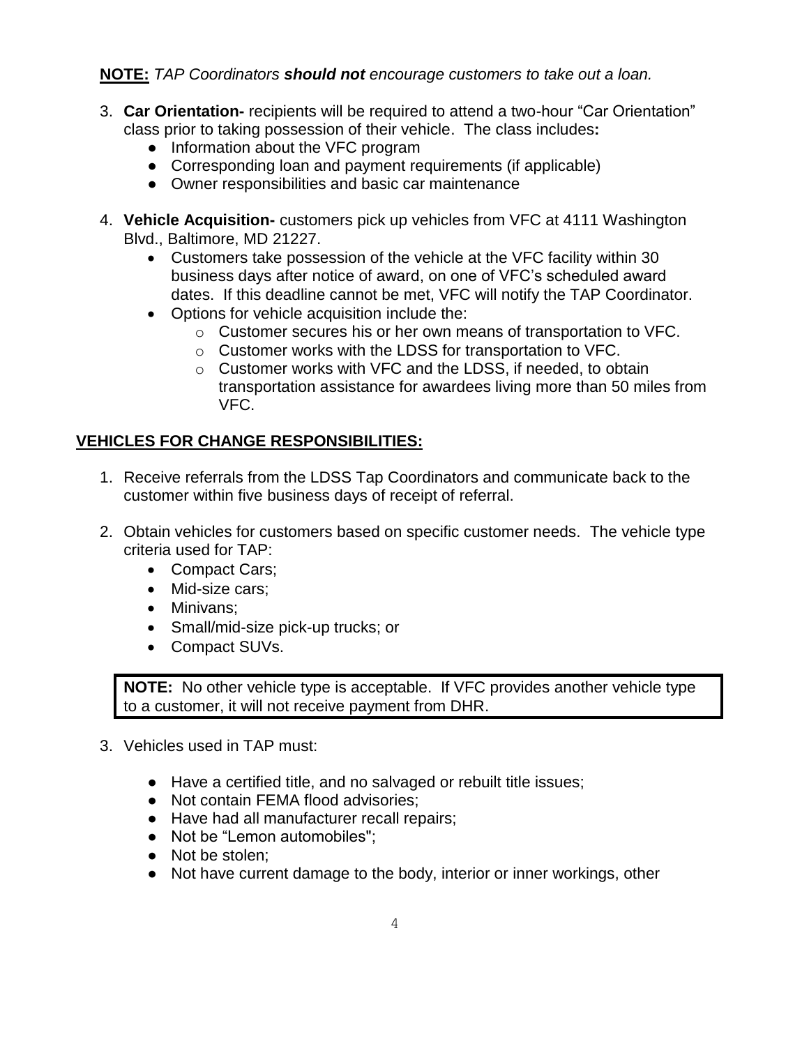**NOTE:** *TAP Coordinators **should not** encourage customers to take out a loan.*

3. **Car Orientation-** recipients will be required to attend a two-hour "Car Orientation" class prior to taking possession of their vehicle. The class includes**:**
   - Information about the VFC program
   - Corresponding loan and payment requirements (if applicable)
   - Owner responsibilities and basic car maintenance

4. **Vehicle Acquisition-** customers pick up vehicles from VFC at 4111 Washington Blvd., Baltimore, MD 21227.
   - Customers take possession of the vehicle at the VFC facility within 30 business days after notice of award, on one of VFC's scheduled award dates. If this deadline cannot be met, VFC will notify the TAP Coordinator.
   - Options for vehicle acquisition include the:
     - Customer secures his or her own means of transportation to VFC.
     - Customer works with the LDSS for transportation to VFC.
     - Customer works with VFC and the LDSS, if needed, to obtain transportation assistance for awardees living more than 50 miles from VFC.

## VEHICLES FOR CHANGE RESPONSIBILITIES:

1. Receive referrals from the LDSS Tap Coordinators and communicate back to the customer within five business days of receipt of referral.

2. Obtain vehicles for customers based on specific customer needs. The vehicle type criteria used for TAP:
   - Compact Cars;
   - Mid-size cars;
   - Minivans;
   - Small/mid-size pick-up trucks; or
   - Compact SUVs.

**NOTE:** No other vehicle type is acceptable. If VFC provides another vehicle type to a customer, it will not receive payment from DHR.

3. Vehicles used in TAP must:

   - Have a certified title, and no salvaged or rebuilt title issues;
   - Not contain FEMA flood advisories;
   - Have had all manufacturer recall repairs;
   - Not be "Lemon automobiles";
   - Not be stolen;
   - Not have current damage to the body, interior or inner workings, other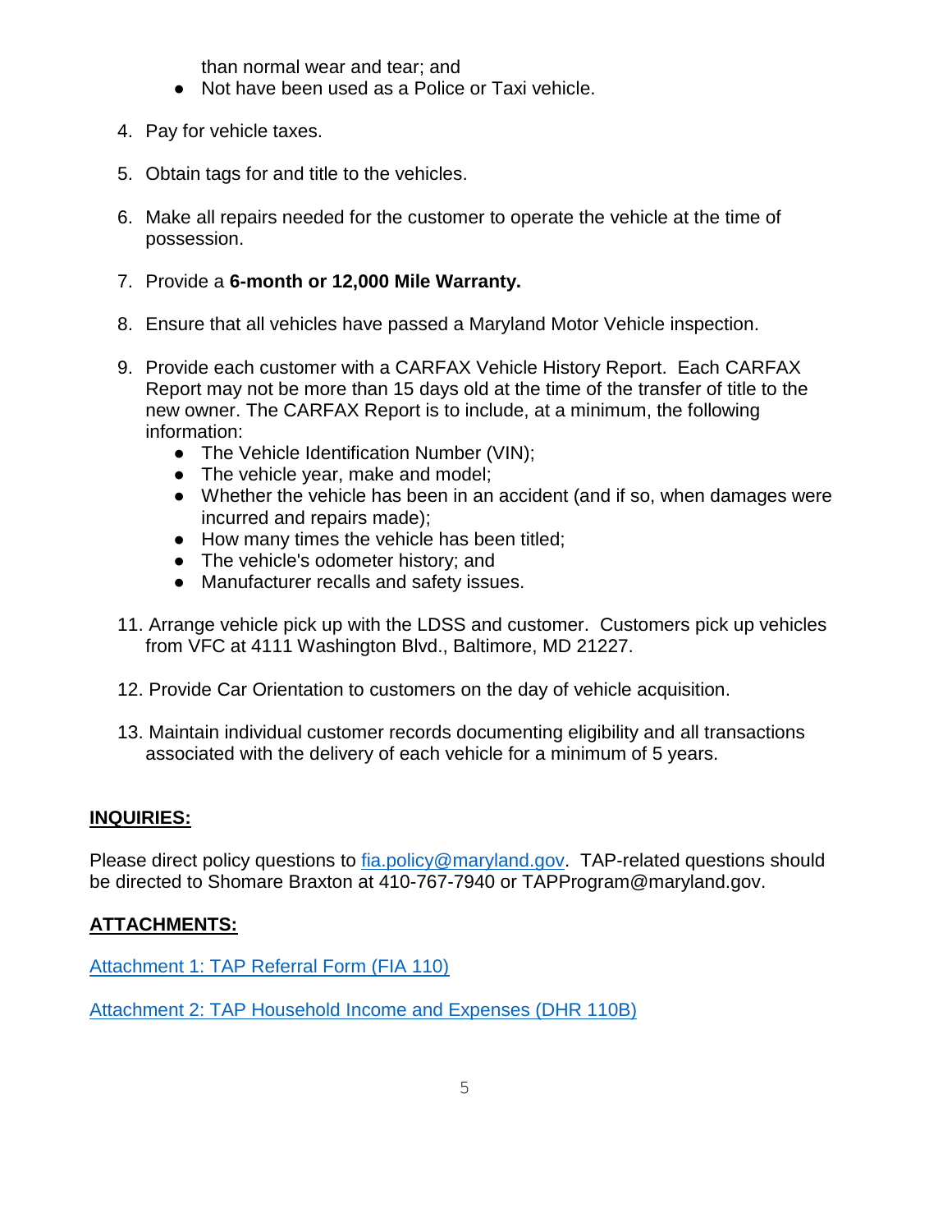than normal wear and tear; and
- Not have been used as a Police or Taxi vehicle.

4. Pay for vehicle taxes.

5. Obtain tags for and title to the vehicles.

6. Make all repairs needed for the customer to operate the vehicle at the time of possession.

7. Provide a **6-month or 12,000 Mile Warranty.**

8. Ensure that all vehicles have passed a Maryland Motor Vehicle inspection.

9. Provide each customer with a CARFAX Vehicle History Report. Each CARFAX Report may not be more than 15 days old at the time of the transfer of title to the new owner. The CARFAX Report is to include, at a minimum, the following information:
   - The Vehicle Identification Number (VIN);
   - The vehicle year, make and model;
   - Whether the vehicle has been in an accident (and if so, when damages were incurred and repairs made);
   - How many times the vehicle has been titled;
   - The vehicle's odometer history; and
   - Manufacturer recalls and safety issues.

11. Arrange vehicle pick up with the LDSS and customer. Customers pick up vehicles from VFC at 4111 Washington Blvd., Baltimore, MD 21227.

12. Provide Car Orientation to customers on the day of vehicle acquisition.

13. Maintain individual customer records documenting eligibility and all transactions associated with the delivery of each vehicle for a minimum of 5 years.

## INQUIRIES:

Please direct policy questions to [fia.policy@maryland.gov](mailto:fia.policy@maryland.gov). TAP-related questions should be directed to Shomare Braxton at 410-767-7940 or TAPProgram@maryland.gov.

## ATTACHMENTS:

Attachment 1: TAP Referral Form (FIA 110)

Attachment 2: TAP Household Income and Expenses (DHR 110B)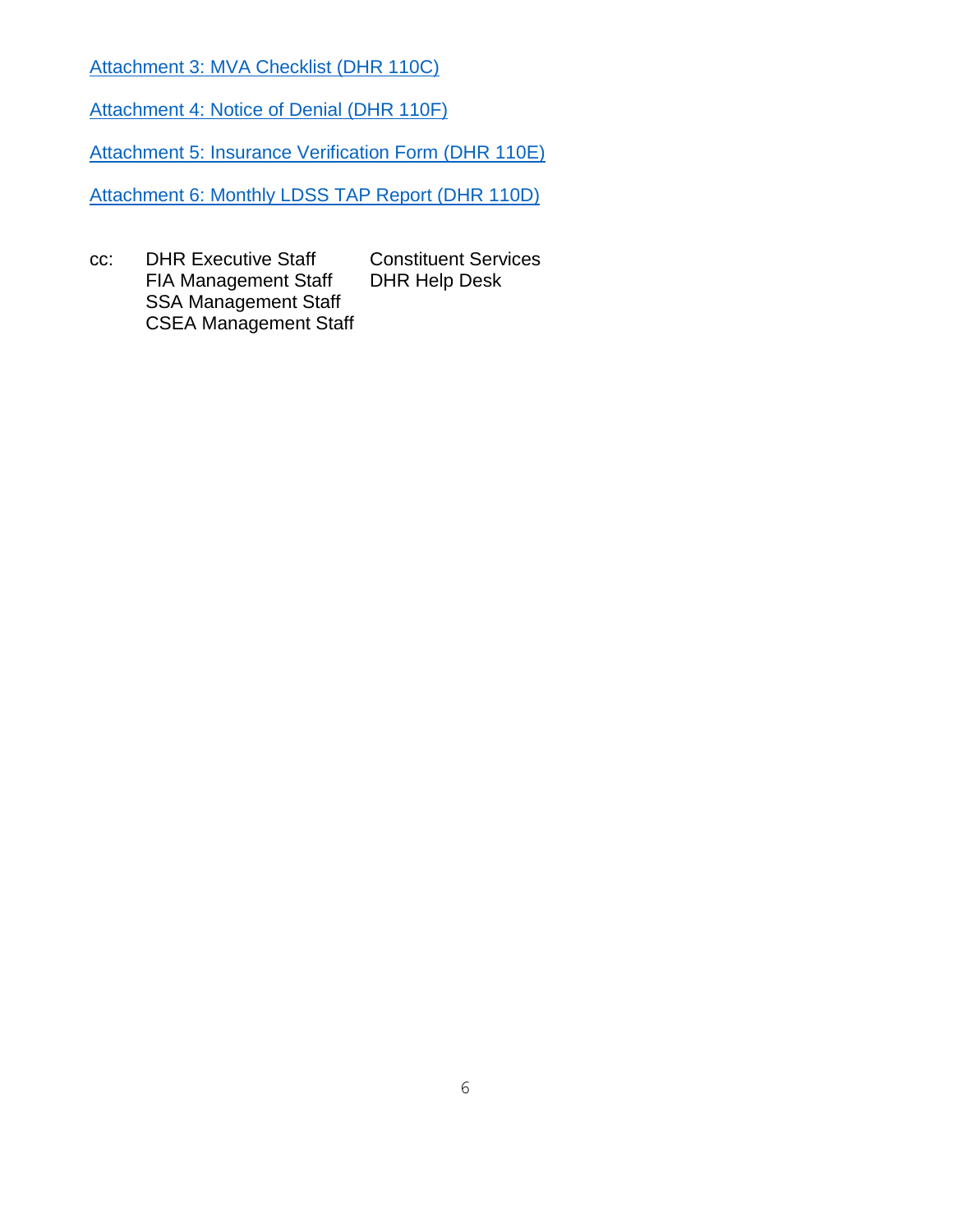[Attachment 3: MVA Checklist (DHR 110C)]

[Attachment 4: Notice of Denial (DHR 110F)]

[Attachment 5: Insurance Verification Form (DHR 110E)]

[Attachment 6: Monthly LDSS TAP Report (DHR 110D)]

cc: DHR Executive Staff
FIA Management Staff
SSA Management Staff
CSEA Management Staff
Constituent Services
DHR Help Desk